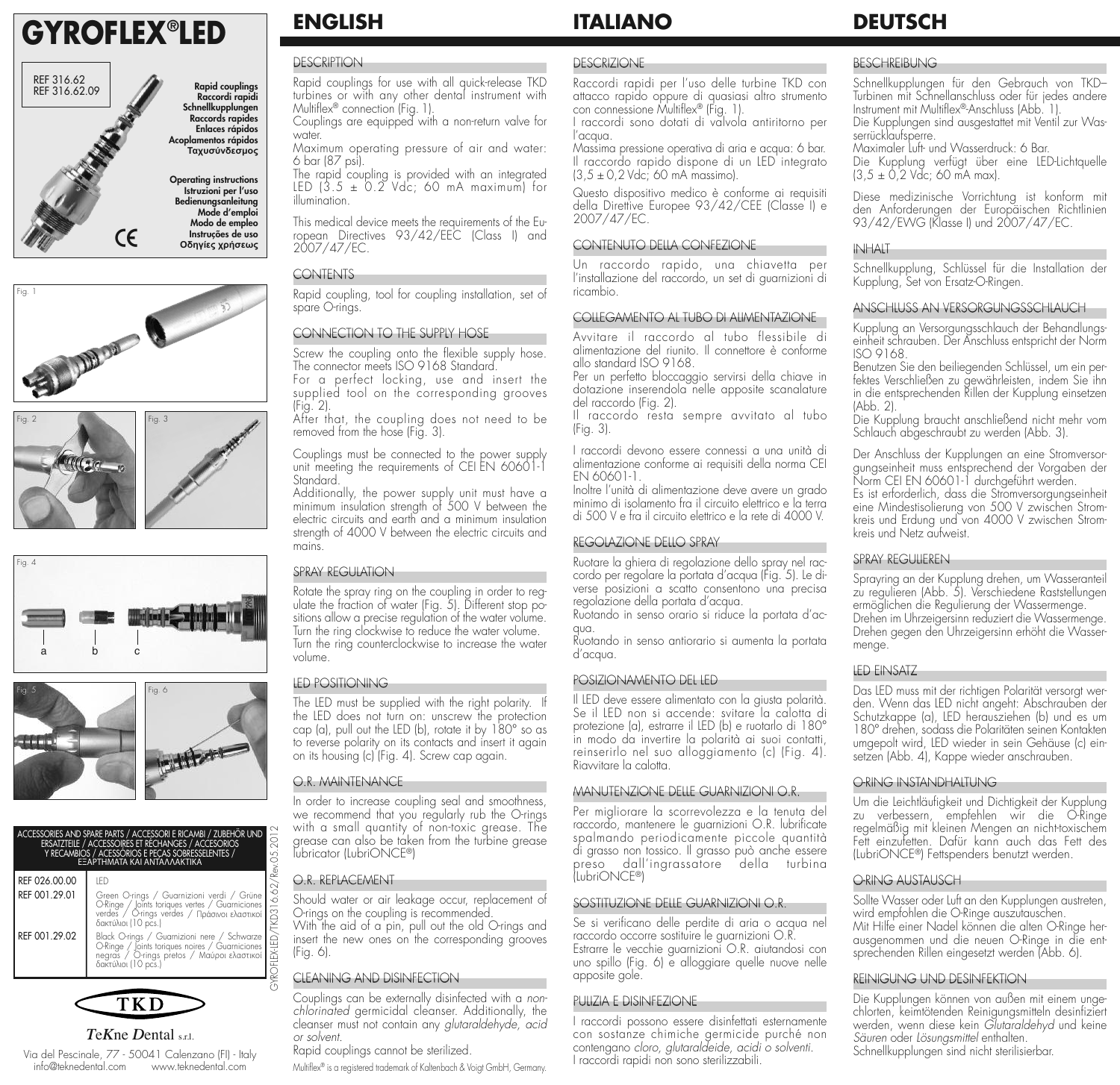# GYROFLEX®LED

REF 316.62
REF 316.62.09

**Rapid couplings**
**Raccordi rapidi**
**Schnellkupplungen**
**Raccords rapides**
**Enlaces rápidos**
**Acoplamentos rápidos**
**Ταχυσύνδεσμος**

**Operating instructions**
**Istruzioni per l'uso**
**Bedienungsanleitung**
**Mode d'emploi**
**Modo de empleo**
**Instruções de uso**
**Οδηγίες χρήσεως**

CE

Fig. 1

Fig. 2

Fig. 3

Fig. 4

a b c

Fig. 5

Fig. 6

| ACCESSORIES AND SPARE PARTS / ACCESSORI E RICAMBI / ZUBEHÖR UND ERSATZTEILE / ACCESSOIRES ET RECHANGES / ACCESORIOS Y RECAMBIOS / ACESSÓRIOS E PEÇAS SOBRESSELENTES / ΕΞΑΡΤΗΜΑΤΑ ΚΑΙ ΑΝΤΑΛΛΑΚΤΙΚΑ | |
|---|---|
| REF 026.00.00 | LED |
| REF 001.29.01 | Green O-rings / Guarnizioni verdi / Grüne O-Ringe / Joints toriques vertes / Guarniciones verdes / O-rings verdes / Πράσινοι ελαστικοί δακτύλιοι (10 pcs.) |
| REF 001.29.02 | Black O-rings / Guarnizioni nere / Schwarze O-Ringe / Joints toriques noires / Guarniciones negras / O-rings pretos / Μαύροι ελαστικοί δακτύλιοι (10 pcs.) |

GYROFLEX-LED/TKD316.62/Rev.05.2012

TKD

*TeKne Dental* s.r.l.

Via del Pescinale, 77 - 50041 Calenzano (FI) - Italy
info@teknedental.com www.teknedental.com

## ENGLISH

### DESCRIPTION

Rapid couplings for use with all quick-release TKD turbines or with any other dental instrument with Multiflex® connection (Fig. 1).
Couplings are equipped with a non-return valve for water.
Maximum operating pressure of air and water: 6 bar (87 psi).
The rapid coupling is provided with an integrated LED (3.5 ± 0.2 Vdc; 60 mA maximum) for illumination.

This medical device meets the requirements of the European Directives 93/42/EEC (Class I) and 2007/47/EC.

### CONTENTS

Rapid coupling, tool for coupling installation, set of spare O-rings.

### CONNECTION TO THE SUPPLY HOSE

Screw the coupling onto the flexible supply hose. The connector meets ISO 9168 Standard.
For a perfect locking, use and insert the supplied tool on the corresponding grooves (Fig. 2).
After that, the coupling does not need to be removed from the hose (Fig. 3).

Couplings must be connected to the power supply unit meeting the requirements of CEI EN 60601-1 Standard.
Additionally, the power supply unit must have a minimum insulation strength of 500 V between the electric circuits and earth and a minimum insulation strength of 4000 V between the electric circuits and mains.

### SPRAY REGULATION

Rotate the spray ring on the coupling in order to regulate the fraction of water (Fig. 5). Different stop positions allow a precise regulation of the water volume.
Turn the ring clockwise to reduce the water volume.
Turn the ring counterclockwise to increase the water volume.

### LED POSITIONING

The LED must be supplied with the right polarity. If the LED does not turn on: unscrew the protection cap (a), pull out the LED (b), rotate it by 180° so as to reverse polarity on its contacts and insert it again on its housing (c) (Fig. 4). Screw cap again.

### O.R. MAINTENANCE

In order to increase coupling seal and smoothness, we recommend that you regularly rub the O-rings with a small quantity of non-toxic grease. The grease can also be taken from the turbine grease lubricator (LubriONCE®)

### O.R. REPLACEMENT

Should water or air leakage occur, replacement of O-rings on the coupling is recommended.
With the aid of a pin, pull out the old O-rings and insert the new ones on the corresponding grooves (Fig. 6).

### CLEANING AND DISINFECTION

Couplings can be externally disinfected with a *non-chlorinated* germicidal cleanser. Additionally, the cleanser must not contain any *glutaraldehyde, acid or solvent*.
Rapid couplings cannot be sterilized.

Multiflex® is a registered trademark of Kaltenbach & Voigt GmbH, Germany.

## ITALIANO

### DESCRIZIONE

Raccordi rapidi per l'uso delle turbine TKD con attacco rapido oppure di quasiasi altro strumento con connessione Multiflex® (Fig. 1).
I raccordi sono dotati di valvola antiritorno per l'acqua.
Massima pressione operativa di aria e acqua: 6 bar.
Il raccordo rapido dispone di un LED integrato (3,5 ± 0,2 Vdc; 60 mA massimo).

Questo dispositivo medico è conforme ai requisiti della Direttive Europee 93/42/CEE (Classe I) e 2007/47/EC.

### CONTENUTO DELLA CONFEZIONE

Un raccordo rapido, una chiavetta per l'installazione del raccordo, un set di guarnizioni di ricambio.

### COLLEGAMENTO AL TUBO DI ALIMENTAZIONE

Avvitare il raccordo al tubo flessibile di alimentazione del riunito. Il connettore è conforme allo standard ISO 9168.
Per un perfetto bloccaggio servirsi della chiave in dotazione inserendola nelle apposite scanalature del raccordo (Fig. 2).
Il raccordo resta sempre avvitato al tubo (Fig. 3).

I raccordi devono essere connessi a una unità di alimentazione conforme ai requisiti della norma CEI EN 60601-1.
Inoltre l'unità di alimentazione deve avere un grado minimo di isolamento fra il circuito elettrico e la terra di 500 V e fra il circuito elettrico e la rete di 4000 V.

### REGOLAZIONE DELLO SPRAY

Ruotare la ghiera di regolazione dello spray nel raccordo per regolare la portata d'acqua (Fig. 5). Le diverse posizioni a scatto consentono una precisa regolazione della portata d'acqua.
Ruotando in senso orario si riduce la portata d'acqua.
Ruotando in senso antiorario si aumenta la portata d'acqua.

### POSIZIONAMENTO DEL LED

Il LED deve essere alimentato con la giusta polarità. Se il LED non si accende: svitare la calotta di protezione (a), estrarre il LED (b) e ruotarlo di 180° in modo da invertire la polarità ai suoi contatti, reinserirlo nel suo alloggiamento (c) (Fig. 4). Riavvitare la calotta.

### MANUTENZIONE DELLE GUARNIZIONI O.R.

Per migliorare la scorrevolezza e la tenuta del raccordo, mantenere le guarnizioni O.R. lubrificate spalmando periodicamente piccole quantità di grasso non tossico. Il grasso può anche essere preso dall'ingrassatore della turbina (LubriONCE®)

### SOSTITUZIONE DELLE GUARNIZIONI O.R.

Se si verificano delle perdite di aria o acqua nel raccordo occorre sostituire le guarnizioni O.R.
Estrarre le vecchie guarnizioni O.R. aiutandosi con uno spillo (Fig. 6) e alloggiare quelle nuove nelle apposite gole.

### PULIZIA E DISINFEZIONE

I raccordi possono essere disinfettati esternamente con sostanze chimiche germicide purché non contengano *cloro, glutaraldeide, acidi o solventi*.
I raccordi rapidi non sono sterilizzabili.

## DEUTSCH

### BESCHREIBUNG

Schnellkupplungen für den Gebrauch von TKD–Turbinen mit Schnellanschluss oder für jedes andere Instrument mit Multiflex®-Anschluss (Abb. 1).
Die Kupplungen sind ausgestattet mit Ventil zur Wasserrücklaufsperre.
Maximaler Luft- und Wasserdruck: 6 Bar.
Die Kupplung verfügt über eine LED-Lichtquelle (3,5 ± 0,2 Vdc; 60 mA max).

Diese medizinische Vorrichtung ist konform mit den Anforderungen der Europäischen Richtlinien 93/42/EWG (Klasse I) und 2007/47/EC.

### INHALT

Schnellkupplung, Schlüssel für die Installation der Kupplung, Set von Ersatz-O-Ringen.

### ANSCHLUSS AN VERSORGUNGSSCHLAUCH

Kupplung an Versorgungsschlauch der Behandlungseinheit schrauben. Der Anschluss entspricht der Norm ISO 9168.
Benutzen Sie den beiliegenden Schlüssel, um ein perfektes Verschließen zu gewährleisten, indem Sie ihn in die entsprechenden Rillen der Kupplung einsetzen (Abb. 2).
Die Kupplung braucht anschließend nicht mehr vom Schlauch abgeschraubt zu werden (Abb. 3).

Der Anschluss der Kupplungen an eine Stromversorgungseinheit muss entsprechend der Vorgaben der Norm CEI EN 60601-1 durchgeführt werden.
Es ist erforderlich, dass die Stromversorgungseinheit eine Mindestisolierung von 500 V zwischen Stromkreis und Erdung und von 4000 V zwischen Stromkreis und Netz aufweist.

### SPRAY REGULIEREN

Sprayring an der Kupplung drehen, um Wasseranteil zu regulieren (Abb. 5). Verschiedene Raststellungen ermöglichen die Regulierung der Wassermenge.
Drehen im Uhrzeigersinn reduziert die Wassermenge.
Drehen gegen den Uhrzeigersinn erhöht die Wassermenge.

### LED EINSATZ

Das LED muss mit der richtigen Polarität versorgt werden. Wenn das LED nicht angeht: Abschrauben der Schutzkappe (a), LED herausziehen (b) und es um 180° drehen, sodass die Polaritäten seinen Kontakten umgepolt wird, LED wieder in sein Gehäuse (c) einsetzen (Abb. 4), Kappe wieder anschrauben.

### O-RING INSTANDHALTUNG

Um die Leichtläufigkeit und Dichtigkeit der Kupplung zu verbessern, empfehlen wir die O-Ringe regelmäßig mit kleinen Mengen an nicht-toxischem Fett einzufetten. Dafür kann auch das Fett des (LubriONCE®) Fettspenders benutzt werden.

### O-RING AUSTAUSCH

Sollte Wasser oder Luft an den Kupplungen austreten, wird empfohlen die O-Ringe auszutauschen.
Mit Hilfe einer Nadel können die alten O-Ringe herausgenommen und die neuen O-Ringe in die entsprechenden Rillen eingesetzt werden (Abb. 6).

### REINIGUNG UND DESINFEKTION

Die Kupplungen können von außen mit einem ungechlorten, keimtötenden Reinigungsmitteln desinfiziert werden, wenn diese kein *Glutaraldehyd* und keine *Säuren* oder *Lösungsmittel* enthalten.
Schnellkupplungen sind nicht sterilisierbar.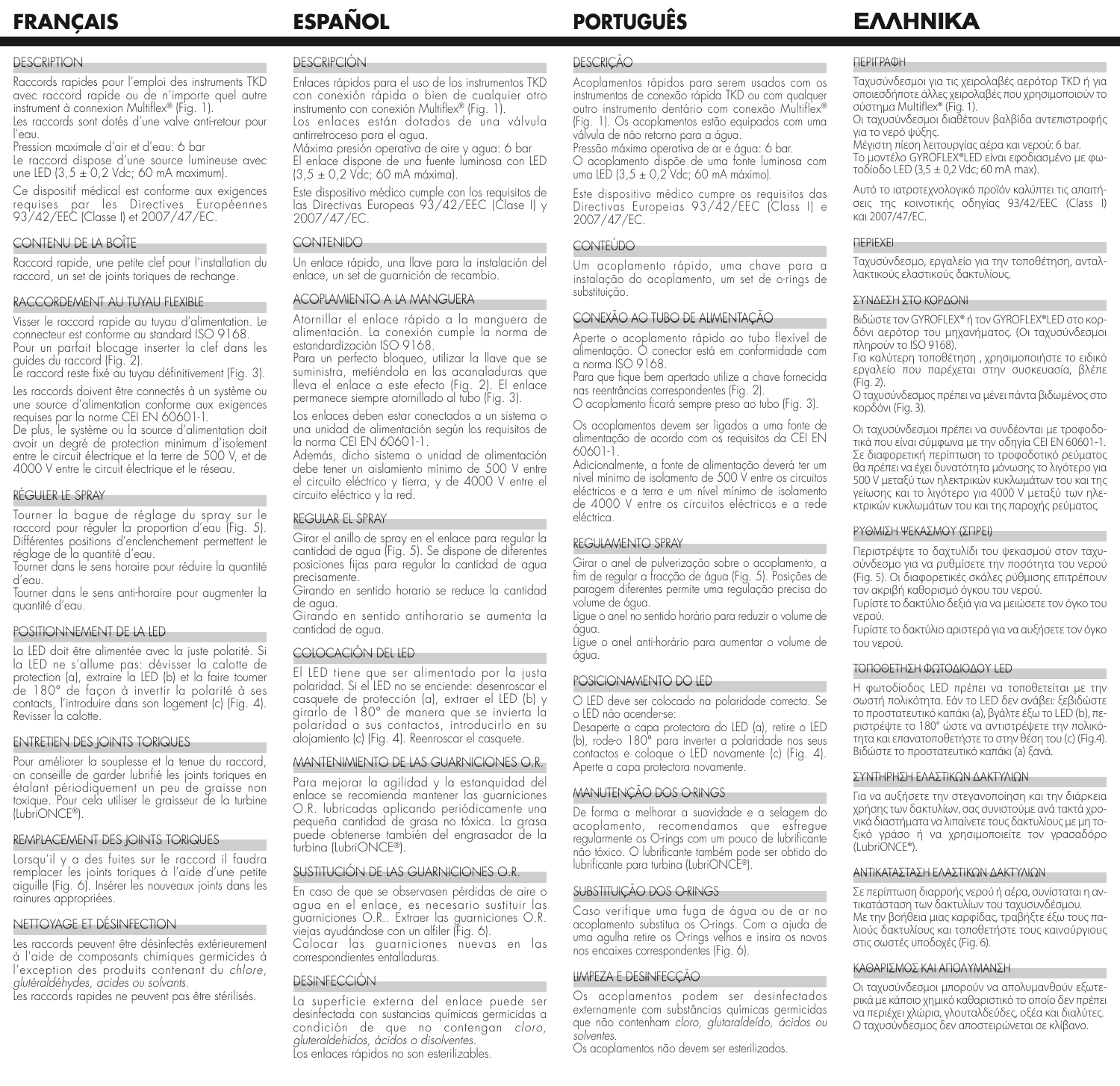# FRANÇAIS

## DESCRIPTION

Raccords rapides pour l'emploi des instruments TKD avec raccord rapide ou de n'importe quel autre instrument à connexion Multiflex® (Fig. 1).
Les raccords sont dotés d'une valve anti-retour pour l'eau.
Pression maximale d'air et d'eau: 6 bar
Le raccord dispose d'une source lumineuse avec une LED (3,5 ± 0,2 Vdc; 60 mA maximum).

Ce dispositif médical est conforme aux exigences requises par les Directives Européennes 93/42/EEC (Classe I) et 2007/47/EC.

## CONTENU DE LA BOÎTE

Raccord rapide, une petite clef pour l'installation du raccord, un set de joints toriques de rechange.

## RACCORDEMENT AU TUYAU FLEXIBLE

Visser le raccord rapide au tuyau d'alimentation. Le connecteur est conforme au standard ISO 9168.
Pour un parfait blocage inserter la clef dans les guides du raccord (Fig. 2).
Le raccord reste fixé au tuyau définitivement (Fig. 3).

Les raccords doivent être connectés à un système ou une source d'alimentation conforme aux exigences requises par la norme CEI EN 60601-1.
De plus, le système ou la source d'alimentation doit avoir un degré de protection minimum d'isolement entre le circuit électrique et la terre de 500 V, et de 4000 V entre le circuit électrique et le réseau.

## RÉGULER LE SPRAY

Tourner la bague de réglage du spray sur le raccord pour réguler la proportion d'eau (Fig. 5). Différentes positions d'enclenchement permettent le réglage de la quantité d'eau.
Tourner dans le sens horaire pour réduire la quantité d'eau.
Tourner dans le sens anti-horaire pour augmenter la quantité d'eau.

## POSITIONNEMENT DE LA LED

La LED doit être alimentée avec la juste polarité. Si la LED ne s'allume pas: dévisser la calotte de protection (a), extraire la LED (b) et la faire tourner de 180° de façon à invertir la polarité à ses contacts, l'introduire dans son logement (c) (Fig. 4). Revisser la calotte.

## ENTRETIEN DES JOINTS TORIQUES

Pour améliorer la souplesse et la tenue du raccord, on conseille de garder lubrifié les joints toriques en étalant périodiquement un peu de graisse non toxique. Pour cela utiliser le graisseur de la turbine (LubriONCE®).

## REMPLACEMENT DES JOINTS TORIQUES

Lorsqu'il y a des fuites sur le raccord il faudra remplacer les joints toriques à l'aide d'une petite aiguille (Fig. 6). Insérer les nouveaux joints dans les rainures appropriées.

## NETTOYAGE ET DÉSINFECTION

Les raccords peuvent être désinfectés extérieurement à l'aide de composants chimiques germicides à l'exception des produits contenant du *chlore, glutéraldéhydes, acides ou solvants*.
Les raccords rapides ne peuvent pas être stérilisés.

# ESPAÑOL

## DESCRIPCIÓN

Enlaces rápidos para el uso de los instrumentos TKD con conexión rápida o bien de cualquier otro instrumento con conexión Multiflex® (Fig. 1).
Los enlaces están dotados de una válvula antirretroceso para el agua.
Máxima presión operativa de aire y agua: 6 bar
El enlace dispone de una fuente luminosa con LED (3,5 ± 0,2 Vdc; 60 mA máxima).

Este dispositivo médico cumple con los requisitos de las Directivas Europeas 93/42/EEC (Clase I) y 2007/47/EC.

## CONTENIDO

Un enlace rápido, una llave para la instalación del enlace, un set de guarnición de recambio.

## ACOPLAMIENTO A LA MANGUERA

Atornillar el enlace rápido a la manguera de alimentación. La conexión cumple la norma de estandardización ISO 9168.
Para un perfecto bloqueo, utilizar la llave que se suministra, metiéndola en las acanaladuras que lleva el enlace a este efecto (Fig. 2). El enlace permanece siempre atornillado al tubo (Fig. 3).

Los enlaces deben estar conectados a un sistema o una unidad de alimentación según los requisitos de la norma CEI EN 60601-1.
Además, dicho sistema o unidad de alimentación debe tener un aislamiento mínimo de 500 V entre el circuito eléctrico y tierra, y de 4000 V entre el circuito eléctrico y la red.

## REGULAR EL SPRAY

Girar el anillo de spray en el enlace para regular la cantidad de agua (Fig. 5). Se dispone de diferentes posiciones fijas para regular la cantidad de agua precisamente.
Girando en sentido horario se reduce la cantidad de agua.
Girando en sentido antihorario se aumenta la cantidad de agua.

## COLOCACIÓN DEL LED

El LED tiene que ser alimentado por la justa polaridad. Si el LED no se enciende: desenroscar el casquete de protección (a), extraer el LED (b) y girarlo de 180° de manera que se invierta la polaridad a sus contactos, introducirlo en su alojamiento (c) (Fig. 4). Reenroscar el casquete.

## MANTENIMIENTO DE LAS GUARNICIONES O.R.

Para mejorar la agilidad y la estanquidad del enlace se recomienda mantener las guarniciones O.R. lubricadas aplicando periódicamente una pequeña cantidad de grasa no tóxica. La grasa puede obtenerse también del engrasador de la turbina (LubriONCE®).

## SUSTITUCIÓN DE LAS GUARNICIONES O.R.

En caso de que se observasen pérdidas de aire o agua en el enlace, es necesario sustituir las guarniciones O.R.. Extraer las guarniciones O.R. viejas ayudándose con un alfiler (Fig. 6).
Colocar las guarniciones nuevas en las correspondientes entalladuras.

## DESINFECCIÓN

La superficie externa del enlace puede ser desinfectada con sustancias químicas germicidas a condición de que no contengan *cloro, gluteraldehidos, ácidos o disolventes*.
Los enlaces rápidos no son esterilizables.

# PORTUGUÊS

## DESCRIÇÃO

Acoplamentos rápidos para serem usados com os instrumentos de conexão rápida TKD ou com qualquer outro instrumento dentário com conexão Multiflex® (Fig. 1). Os acoplamentos estão equipados com uma válvula de não retorno para a água.
Pressão máxima operativa de ar e água: 6 bar.
O acoplamento dispõe de uma fonte luminosa com uma LED (3,5 ± 0,2 Vdc; 60 mA máximo).

Este dispositivo médico cumpre os requisitos das Directivas Europeias 93/42/EEC (Class I) e 2007/47/EC.

## CONTEÚDO

Um acoplamento rápido, uma chave para a instalação do acoplamento, um set de o-rings de substituição.

## CONEXÃO AO TUBO DE ALIMENTAÇÃO

Aperte o acoplamento rápido ao tubo flexível de alimentação. O conector está em conformidade com a norma ISO 9168.
Para que fique bem apertado utilize a chave fornecida nas reentrâncias correspondentes (Fig. 2).
O acoplamento ficará sempre preso ao tubo (Fig. 3).

Os acoplamentos devem ser ligados a uma fonte de alimentação de acordo com os requisitos da CEI EN 60601-1.
Adicionalmente, a fonte de alimentação deverá ter um nível mínimo de isolamento de 500 V entre os circuitos eléctricos e a terra e um nível mínimo de isolamento de 4000 V entre os circuitos eléctricos e a rede eléctrica.

## REGULAMENTO SPRAY

Girar o anel de pulverização sobre o acoplamento, a fim de regular a fracção de água (Fig. 5). Posições de paragem diferentes permite uma regulação precisa do volume de água.
Ligue o anel no sentido horário para reduzir o volume de água.
Ligue o anel anti-horário para aumentar o volume de água.

## POSICIONAMENTO DO LED

O LED deve ser colocado na polaridade correcta. Se o LED não acender-se:
Desaperte a capa protectora do LED (a), retire o LED (b), rode-o 180° para inverter a polaridade nos seus contactos e coloque o LED novamente (c) (Fig. 4). Aperte a capa protectora novamente.

## MANUTENÇÃO DOS O-RINGS

De forma a melhorar a suavidade e a selagem do acoplamento, recomendamos que esfregue regularmente os O-rings com um pouco de lubrificante não tóxico. O lubrificante também pode ser obtido do lubrificante para turbina (LubriONCE®).

## SUBSTITUIÇÃO DOS O-RINGS

Caso verifique uma fuga de água ou de ar no acoplamento substitua os O-rings. Com a ajuda de uma agulha retire os O-rings velhos e insira os novos nos encaixes correspondentes (Fig. 6).

## LIMPEZA E DESINFECÇÃO

Os acoplamentos podem ser desinfectados externamente com substâncias químicas germicidas que não contenham *cloro, glutaraldeído, ácidos ou solventes*.
Os acoplamentos não devem ser esterilizados.

# ΕΛΛΗΝΙΚΑ

## ΠΕΡΙΓΡΑΦΗ

Ταχυσύνδεσμοι για τις χειρολαβές αερότορ TKD ή για οποιεσδήποτε άλλες χειρολαβές που χρησιμοποιούν το σύστημα Multiflex® (Fig. 1).
Οι ταχυσύνδεσμοι διαθέτουν βαλβίδα αντεπιστροφής για το νερό ψύξης.
Μέγιστη πίεση λειτουργίας αέρα και νερού: 6 bar.
Το μοντέλο GYROFLEX®LED είναι εφοδιασμένο με φωτοδίοδο LED (3,5 ± 0,2 Vdc; 60 mA max).

Αυτό το ιατροτεχνολογικό προϊόν καλύπτει τις απαιτήσεις της κοινοτικής οδηγίας 93/42/EEC (Class I) και 2007/47/EC.

## ΠΕΡΙΕΧΕΙ

Ταχυσύνδεσμο, εργαλείο για την τοποθέτηση, ανταλλακτικούς ελαστικούς δακτυλίους.

## ΣΥΝΔΕΣΗ ΣΤΟ ΚΟΡΔΟΝΙ

Βιδώστε τον GYROFLEX® ή τον GYROFLEX®LED στο κορδόνι αερότορ του μηχανήματος. (Οι ταχυσύνδεσμοι πληρούν το ISO 9168).
Για καλύτερη τοποθέτηση , χρησιμοποιήστε το ειδικό εργαλείο που παρέχεται στην συσκευασία, βλέπε (Fig. 2).
Ο ταχυσύνδεσμος πρέπει να μένει πάντα βιδωμένος στο κορδόνι (Fig. 3).

Οι ταχυσύνδεσμοι πρέπει να συνδέονται με τροφοδοτικά που είναι σύμφωνα με την οδηγία CEI EN 60601-1.
Σε διαφορετική περίπτωση το τροφοδοτικό ρεύματος θα πρέπει να έχει δυνατότητα μόνωσης το λιγότερο για 500 V μεταξύ των ηλεκτρικών κυκλωμάτων του και της γείωσης και το λιγότερο για 4000 V μεταξύ των ηλεκτρικών κυκλωμάτων του και της παροχής ρεύματος.

## ΡΥΘΜΙΣΗ ΨΕΚΑΣΜΟΥ (ΣΠΡΕΙ)

Περιστρέψτε το δαχτυλίδι του ψεκασμού στον ταχυσύνδεσμο για να ρυθμίσετε την ποσότητα του νερού (Fig. 5). Οι διαφορετικές σκάλες ρύθμισης επιτρέπουν τον ακριβή καθορισμό όγκου του νερού.
Γυρίστε το δακτύλιο δεξιά για να μειώσετε τον όγκο του νερού.
Γυρίστε το δακτύλιο αριστερά για να αυξήσετε τον όγκο του νερού.

## ΤΟΠΟΘΕΤΗΣΗ ΦΩΤΟΔΙΟΔΟΥ LED

Η φωτοδίοδος LED πρέπει να τοποθετείται με την σωστή πολικότητα. Εάν το LED δεν ανάβει: ξεβιδώστε το προστατευτικό καπάκι (a), βγάλτε έξω το LED (b), περιστρέψτε το 180° ώστε να αντιστρέψετε την πολικότητα και επανατοποθετήστε το στην θέση του (c) (Fig.4). Βιδώστε το προστατευτικό καπάκι (a) ξανά.

## ΣΥΝΤΗΡΗΣΗ ΕΛΑΣΤΙΚΩΝ ΔΑΚΤΥΛΙΩΝ

Για να αυξήσετε την στεγανοποίηση και την διάρκεια χρήσης των δακτυλίων, σας συνιστούμε ανά τακτά χρονικά διαστήματα να λιπαίνετε τους δακτυλίους με μη τοξικό γράσο ή να χρησιμοποιείτε τον γρασαδόρο (LubriONCE®).

## ΑΝΤΙΚΑΤΑΣΤΑΣΗ ΕΛΑΣΤΙΚΩΝ ΔΑΚΤΥΛΙΩΝ

Σε περίπτωση διαρροής νερού ή αέρα, συνίσταται η αντικατάσταση των δακτυλίων του ταχυσυνδέσμου.
Με την βοήθεια μιας καρφίδας, τραβήξτε έξω τους παλιούς δακτυλίους και τοποθετήστε τους καινούργιους στις σωστές υποδοχές (Fig. 6).

## ΚΑΘΑΡΙΣΜΟΣ ΚΑΙ ΑΠΟΛΥΜΑΝΣΗ

Οι ταχυσύνδεσμοι μπορούν να απολυμανθούν εξωτερικά με κάποιο χημικό καθαριστικό το οποίο δεν πρέπει να περιέχει χλώρια, γλουταλδεΰδες, οξέα και διαλύτες.
Ο ταχυσύνδεσμος δεν αποστειρώνεται σε κλίβανο.